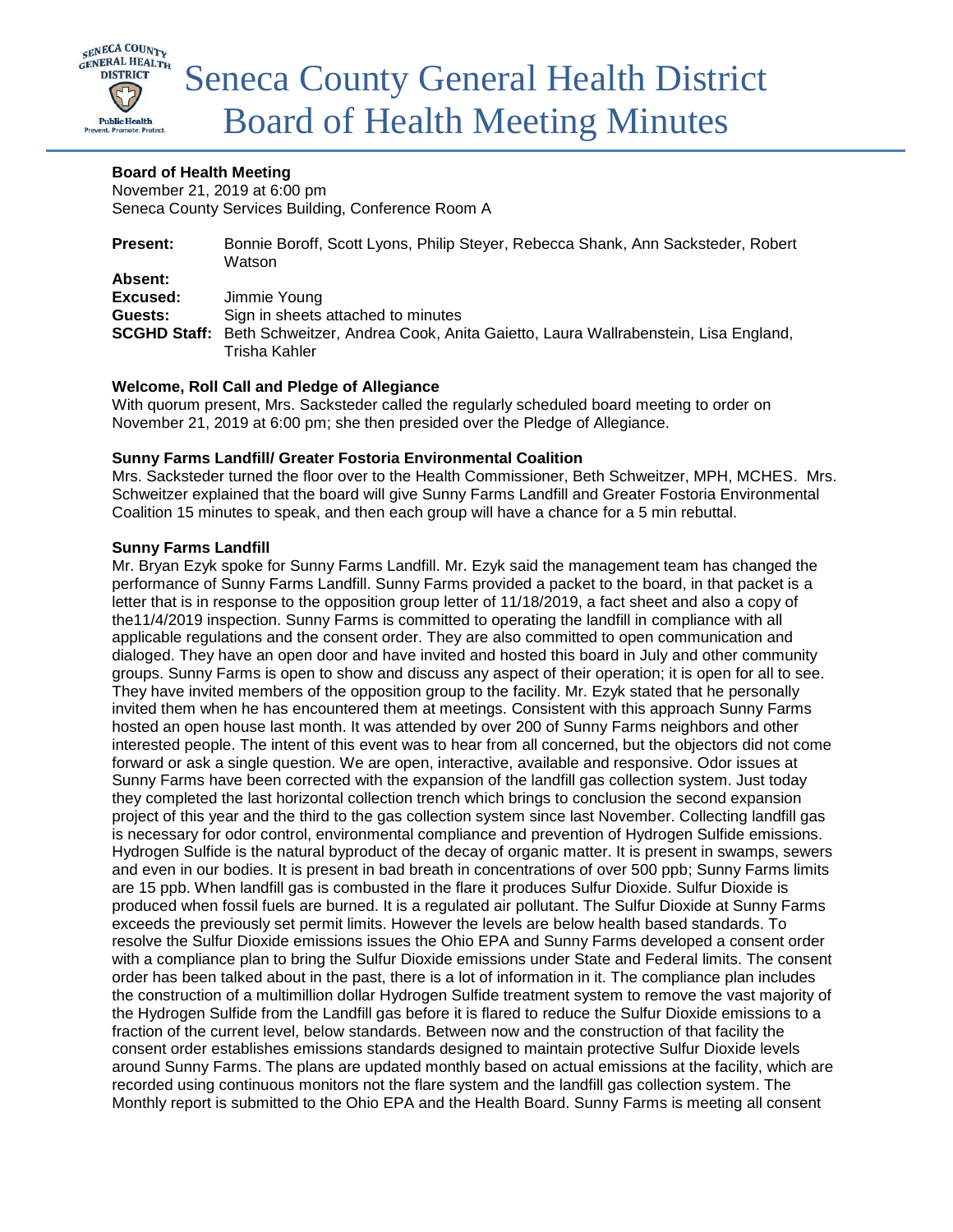# Seneca County General Health District Board of Health Meeting Minutes

**Board of Health Meeting**
November 21, 2019 at 6:00 pm
Seneca County Services Building, Conference Room A

| | |
|---|---|
| **Present:** | Bonnie Boroff, Scott Lyons, Philip Steyer, Rebecca Shank, Ann Sacksteder, Robert Watson |
| **Absent:** | |
| **Excused:** | Jimmie Young |
| **Guests:** | Sign in sheets attached to minutes |
| **SCGHD Staff:** | Beth Schweitzer, Andrea Cook, Anita Gaietto, Laura Wallrabenstein, Lisa England, Trisha Kahler |

**Welcome, Roll Call and Pledge of Allegiance**

With quorum present, Mrs. Sacksteder called the regularly scheduled board meeting to order on November 21, 2019 at 6:00 pm; she then presided over the Pledge of Allegiance.

**Sunny Farms Landfill/ Greater Fostoria Environmental Coalition**

Mrs. Sacksteder turned the floor over to the Health Commissioner, Beth Schweitzer, MPH, MCHES. Mrs. Schweitzer explained that the board will give Sunny Farms Landfill and Greater Fostoria Environmental Coalition 15 minutes to speak, and then each group will have a chance for a 5 min rebuttal.

**Sunny Farms Landfill**

Mr. Bryan Ezyk spoke for Sunny Farms Landfill. Mr. Ezyk said the management team has changed the performance of Sunny Farms Landfill. Sunny Farms provided a packet to the board, in that packet is a letter that is in response to the opposition group letter of 11/18/2019, a fact sheet and also a copy of the11/4/2019 inspection. Sunny Farms is committed to operating the landfill in compliance with all applicable regulations and the consent order. They are also committed to open communication and dialoged. They have an open door and have invited and hosted this board in July and other community groups. Sunny Farms is open to show and discuss any aspect of their operation; it is open for all to see. They have invited members of the opposition group to the facility. Mr. Ezyk stated that he personally invited them when he has encountered them at meetings. Consistent with this approach Sunny Farms hosted an open house last month. It was attended by over 200 of Sunny Farms neighbors and other interested people. The intent of this event was to hear from all concerned, but the objectors did not come forward or ask a single question. We are open, interactive, available and responsive. Odor issues at Sunny Farms have been corrected with the expansion of the landfill gas collection system. Just today they completed the last horizontal collection trench which brings to conclusion the second expansion project of this year and the third to the gas collection system since last November. Collecting landfill gas is necessary for odor control, environmental compliance and prevention of Hydrogen Sulfide emissions. Hydrogen Sulfide is the natural byproduct of the decay of organic matter. It is present in swamps, sewers and even in our bodies. It is present in bad breath in concentrations of over 500 ppb; Sunny Farms limits are 15 ppb. When landfill gas is combusted in the flare it produces Sulfur Dioxide. Sulfur Dioxide is produced when fossil fuels are burned. It is a regulated air pollutant. The Sulfur Dioxide at Sunny Farms exceeds the previously set permit limits. However the levels are below health based standards. To resolve the Sulfur Dioxide emissions issues the Ohio EPA and Sunny Farms developed a consent order with a compliance plan to bring the Sulfur Dioxide emissions under State and Federal limits. The consent order has been talked about in the past, there is a lot of information in it. The compliance plan includes the construction of a multimillion dollar Hydrogen Sulfide treatment system to remove the vast majority of the Hydrogen Sulfide from the Landfill gas before it is flared to reduce the Sulfur Dioxide emissions to a fraction of the current level, below standards. Between now and the construction of that facility the consent order establishes emissions standards designed to maintain protective Sulfur Dioxide levels around Sunny Farms. The plans are updated monthly based on actual emissions at the facility, which are recorded using continuous monitors not the flare system and the landfill gas collection system. The Monthly report is submitted to the Ohio EPA and the Health Board. Sunny Farms is meeting all consent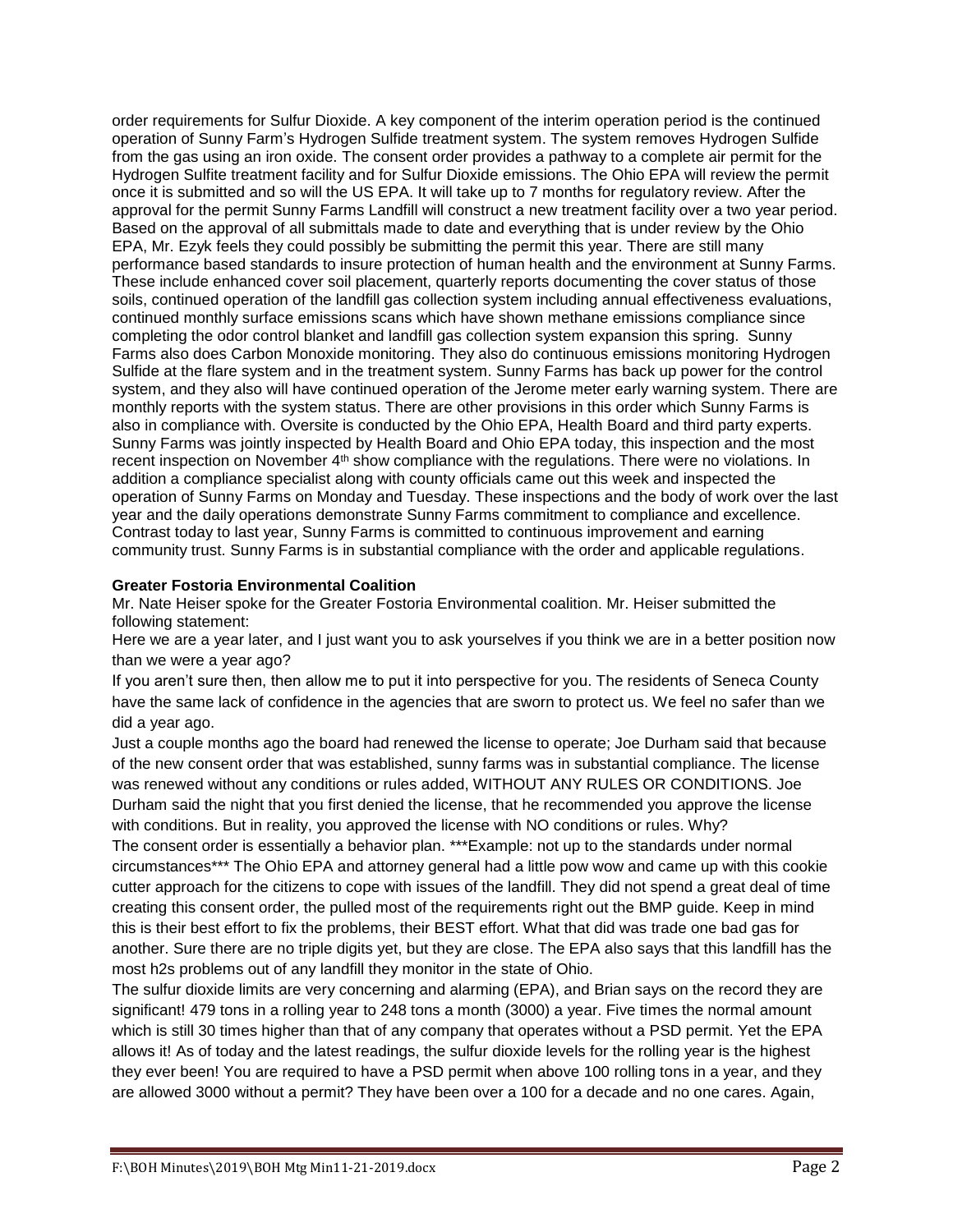order requirements for Sulfur Dioxide. A key component of the interim operation period is the continued operation of Sunny Farm's Hydrogen Sulfide treatment system. The system removes Hydrogen Sulfide from the gas using an iron oxide. The consent order provides a pathway to a complete air permit for the Hydrogen Sulfite treatment facility and for Sulfur Dioxide emissions. The Ohio EPA will review the permit once it is submitted and so will the US EPA. It will take up to 7 months for regulatory review. After the approval for the permit Sunny Farms Landfill will construct a new treatment facility over a two year period. Based on the approval of all submittals made to date and everything that is under review by the Ohio EPA, Mr. Ezyk feels they could possibly be submitting the permit this year. There are still many performance based standards to insure protection of human health and the environment at Sunny Farms. These include enhanced cover soil placement, quarterly reports documenting the cover status of those soils, continued operation of the landfill gas collection system including annual effectiveness evaluations, continued monthly surface emissions scans which have shown methane emissions compliance since completing the odor control blanket and landfill gas collection system expansion this spring. Sunny Farms also does Carbon Monoxide monitoring. They also do continuous emissions monitoring Hydrogen Sulfide at the flare system and in the treatment system. Sunny Farms has back up power for the control system, and they also will have continued operation of the Jerome meter early warning system. There are monthly reports with the system status. There are other provisions in this order which Sunny Farms is also in compliance with. Oversite is conducted by the Ohio EPA, Health Board and third party experts. Sunny Farms was jointly inspected by Health Board and Ohio EPA today, this inspection and the most recent inspection on November 4th show compliance with the regulations. There were no violations. In addition a compliance specialist along with county officials came out this week and inspected the operation of Sunny Farms on Monday and Tuesday. These inspections and the body of work over the last year and the daily operations demonstrate Sunny Farms commitment to compliance and excellence. Contrast today to last year, Sunny Farms is committed to continuous improvement and earning community trust. Sunny Farms is in substantial compliance with the order and applicable regulations.

**Greater Fostoria Environmental Coalition**

Mr. Nate Heiser spoke for the Greater Fostoria Environmental coalition. Mr. Heiser submitted the following statement:

Here we are a year later, and I just want you to ask yourselves if you think we are in a better position now than we were a year ago?

If you aren't sure then, then allow me to put it into perspective for you. The residents of Seneca County have the same lack of confidence in the agencies that are sworn to protect us. We feel no safer than we did a year ago.

Just a couple months ago the board had renewed the license to operate; Joe Durham said that because of the new consent order that was established, sunny farms was in substantial compliance. The license was renewed without any conditions or rules added, WITHOUT ANY RULES OR CONDITIONS. Joe Durham said the night that you first denied the license, that he recommended you approve the license with conditions. But in reality, you approved the license with NO conditions or rules. Why?

The consent order is essentially a behavior plan. ***Example: not up to the standards under normal circumstances*** The Ohio EPA and attorney general had a little pow wow and came up with this cookie cutter approach for the citizens to cope with issues of the landfill. They did not spend a great deal of time creating this consent order, the pulled most of the requirements right out the BMP guide. Keep in mind this is their best effort to fix the problems, their BEST effort. What that did was trade one bad gas for another. Sure there are no triple digits yet, but they are close. The EPA also says that this landfill has the most h2s problems out of any landfill they monitor in the state of Ohio.

The sulfur dioxide limits are very concerning and alarming (EPA), and Brian says on the record they are significant! 479 tons in a rolling year to 248 tons a month (3000) a year. Five times the normal amount which is still 30 times higher than that of any company that operates without a PSD permit. Yet the EPA allows it! As of today and the latest readings, the sulfur dioxide levels for the rolling year is the highest they ever been! You are required to have a PSD permit when above 100 rolling tons in a year, and they are allowed 3000 without a permit? They have been over a 100 for a decade and no one cares. Again,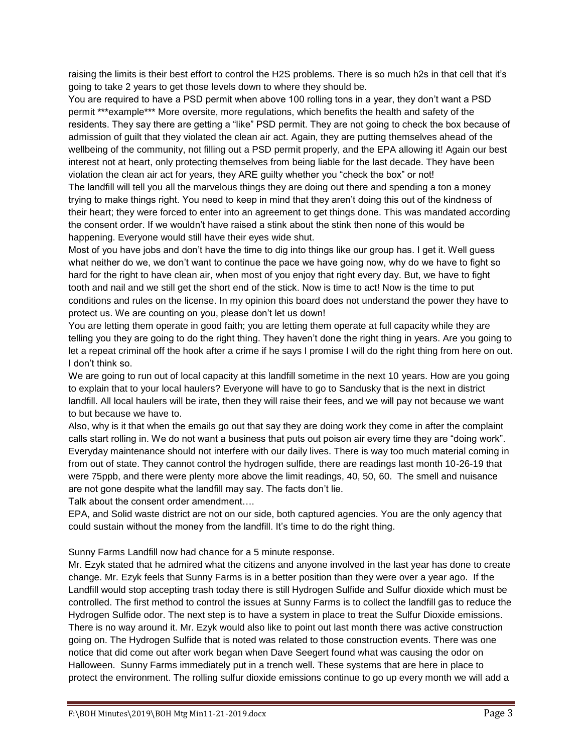raising the limits is their best effort to control the H2S problems. There is so much h2s in that cell that it's going to take 2 years to get those levels down to where they should be.

You are required to have a PSD permit when above 100 rolling tons in a year, they don't want a PSD permit ***example*** More oversite, more regulations, which benefits the health and safety of the residents. They say there are getting a "like" PSD permit. They are not going to check the box because of admission of guilt that they violated the clean air act. Again, they are putting themselves ahead of the wellbeing of the community, not filling out a PSD permit properly, and the EPA allowing it! Again our best interest not at heart, only protecting themselves from being liable for the last decade. They have been violation the clean air act for years, they ARE guilty whether you "check the box" or not!

The landfill will tell you all the marvelous things they are doing out there and spending a ton a money trying to make things right. You need to keep in mind that they aren't doing this out of the kindness of their heart; they were forced to enter into an agreement to get things done. This was mandated according the consent order. If we wouldn't have raised a stink about the stink then none of this would be happening. Everyone would still have their eyes wide shut.

Most of you have jobs and don't have the time to dig into things like our group has. I get it. Well guess what neither do we, we don't want to continue the pace we have going now, why do we have to fight so hard for the right to have clean air, when most of you enjoy that right every day. But, we have to fight tooth and nail and we still get the short end of the stick. Now is time to act! Now is the time to put conditions and rules on the license. In my opinion this board does not understand the power they have to protect us. We are counting on you, please don't let us down!

You are letting them operate in good faith; you are letting them operate at full capacity while they are telling you they are going to do the right thing. They haven't done the right thing in years. Are you going to let a repeat criminal off the hook after a crime if he says I promise I will do the right thing from here on out. I don't think so.

We are going to run out of local capacity at this landfill sometime in the next 10 years. How are you going to explain that to your local haulers? Everyone will have to go to Sandusky that is the next in district landfill. All local haulers will be irate, then they will raise their fees, and we will pay not because we want to but because we have to.

Also, why is it that when the emails go out that say they are doing work they come in after the complaint calls start rolling in. We do not want a business that puts out poison air every time they are "doing work". Everyday maintenance should not interfere with our daily lives. There is way too much material coming in from out of state. They cannot control the hydrogen sulfide, there are readings last month 10-26-19 that were 75ppb, and there were plenty more above the limit readings, 40, 50, 60. The smell and nuisance are not gone despite what the landfill may say. The facts don't lie.

Talk about the consent order amendment….

EPA, and Solid waste district are not on our side, both captured agencies. You are the only agency that could sustain without the money from the landfill. It's time to do the right thing.

Sunny Farms Landfill now had chance for a 5 minute response.

Mr. Ezyk stated that he admired what the citizens and anyone involved in the last year has done to create change. Mr. Ezyk feels that Sunny Farms is in a better position than they were over a year ago. If the Landfill would stop accepting trash today there is still Hydrogen Sulfide and Sulfur dioxide which must be controlled. The first method to control the issues at Sunny Farms is to collect the landfill gas to reduce the Hydrogen Sulfide odor. The next step is to have a system in place to treat the Sulfur Dioxide emissions. There is no way around it. Mr. Ezyk would also like to point out last month there was active construction going on. The Hydrogen Sulfide that is noted was related to those construction events. There was one notice that did come out after work began when Dave Seegert found what was causing the odor on Halloween. Sunny Farms immediately put in a trench well. These systems that are here in place to protect the environment. The rolling sulfur dioxide emissions continue to go up every month we will add a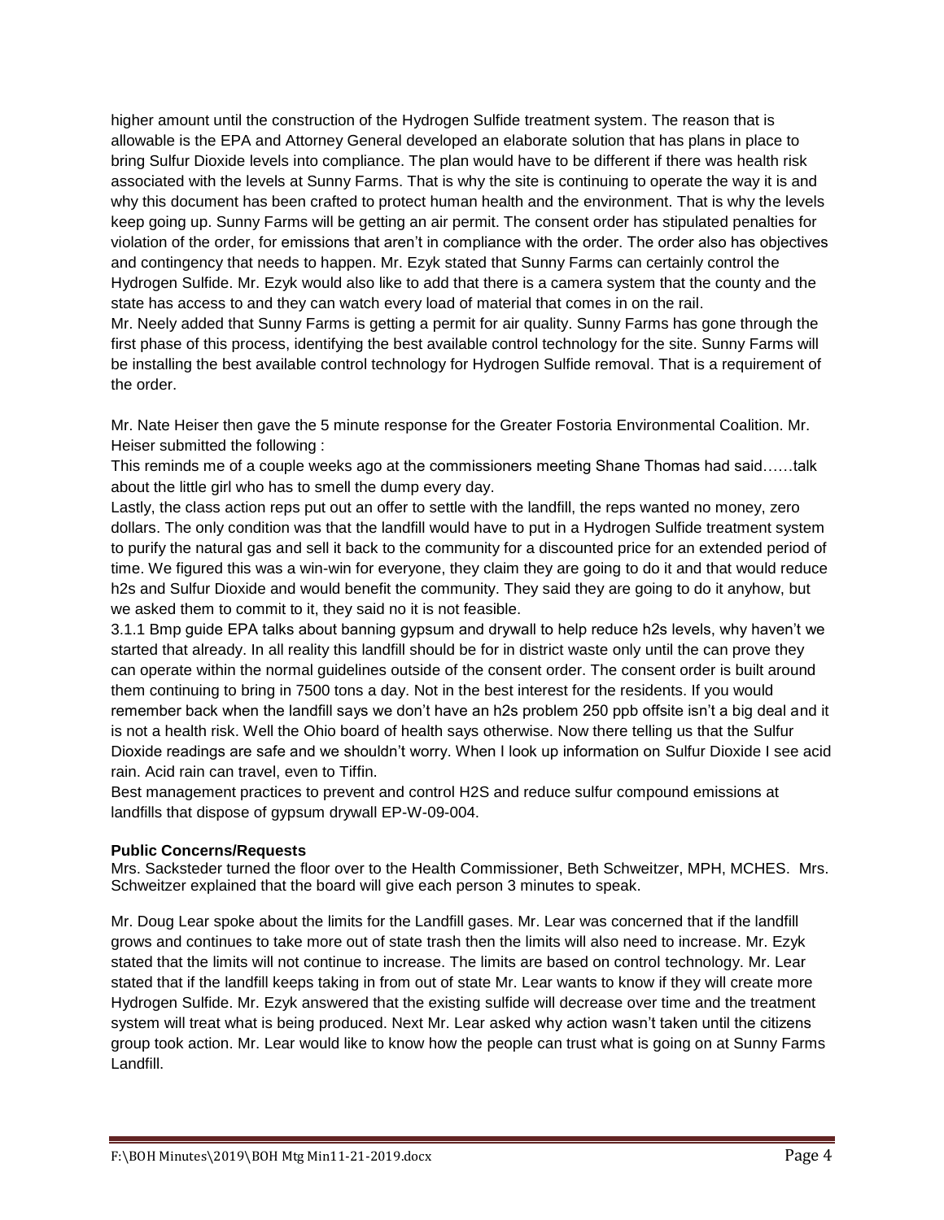higher amount until the construction of the Hydrogen Sulfide treatment system. The reason that is allowable is the EPA and Attorney General developed an elaborate solution that has plans in place to bring Sulfur Dioxide levels into compliance. The plan would have to be different if there was health risk associated with the levels at Sunny Farms. That is why the site is continuing to operate the way it is and why this document has been crafted to protect human health and the environment. That is why the levels keep going up. Sunny Farms will be getting an air permit. The consent order has stipulated penalties for violation of the order, for emissions that aren't in compliance with the order. The order also has objectives and contingency that needs to happen. Mr. Ezyk stated that Sunny Farms can certainly control the Hydrogen Sulfide. Mr. Ezyk would also like to add that there is a camera system that the county and the state has access to and they can watch every load of material that comes in on the rail.
Mr. Neely added that Sunny Farms is getting a permit for air quality. Sunny Farms has gone through the first phase of this process, identifying the best available control technology for the site. Sunny Farms will be installing the best available control technology for Hydrogen Sulfide removal. That is a requirement of the order.

Mr. Nate Heiser then gave the 5 minute response for the Greater Fostoria Environmental Coalition. Mr. Heiser submitted the following :
This reminds me of a couple weeks ago at the commissioners meeting Shane Thomas had said……talk about the little girl who has to smell the dump every day.
Lastly, the class action reps put out an offer to settle with the landfill, the reps wanted no money, zero dollars. The only condition was that the landfill would have to put in a Hydrogen Sulfide treatment system to purify the natural gas and sell it back to the community for a discounted price for an extended period of time. We figured this was a win-win for everyone, they claim they are going to do it and that would reduce h2s and Sulfur Dioxide and would benefit the community. They said they are going to do it anyhow, but we asked them to commit to it, they said no it is not feasible.
3.1.1 Bmp guide EPA talks about banning gypsum and drywall to help reduce h2s levels, why haven't we started that already. In all reality this landfill should be for in district waste only until the can prove they can operate within the normal guidelines outside of the consent order. The consent order is built around them continuing to bring in 7500 tons a day. Not in the best interest for the residents. If you would remember back when the landfill says we don't have an h2s problem 250 ppb offsite isn't a big deal and it is not a health risk. Well the Ohio board of health says otherwise. Now there telling us that the Sulfur Dioxide readings are safe and we shouldn't worry. When I look up information on Sulfur Dioxide I see acid rain. Acid rain can travel, even to Tiffin.
Best management practices to prevent and control H2S and reduce sulfur compound emissions at landfills that dispose of gypsum drywall EP-W-09-004.

**Public Concerns/Requests**
Mrs. Sacksteder turned the floor over to the Health Commissioner, Beth Schweitzer, MPH, MCHES. Mrs. Schweitzer explained that the board will give each person 3 minutes to speak.

Mr. Doug Lear spoke about the limits for the Landfill gases. Mr. Lear was concerned that if the landfill grows and continues to take more out of state trash then the limits will also need to increase. Mr. Ezyk stated that the limits will not continue to increase. The limits are based on control technology. Mr. Lear stated that if the landfill keeps taking in from out of state Mr. Lear wants to know if they will create more Hydrogen Sulfide. Mr. Ezyk answered that the existing sulfide will decrease over time and the treatment system will treat what is being produced. Next Mr. Lear asked why action wasn't taken until the citizens group took action. Mr. Lear would like to know how the people can trust what is going on at Sunny Farms Landfill.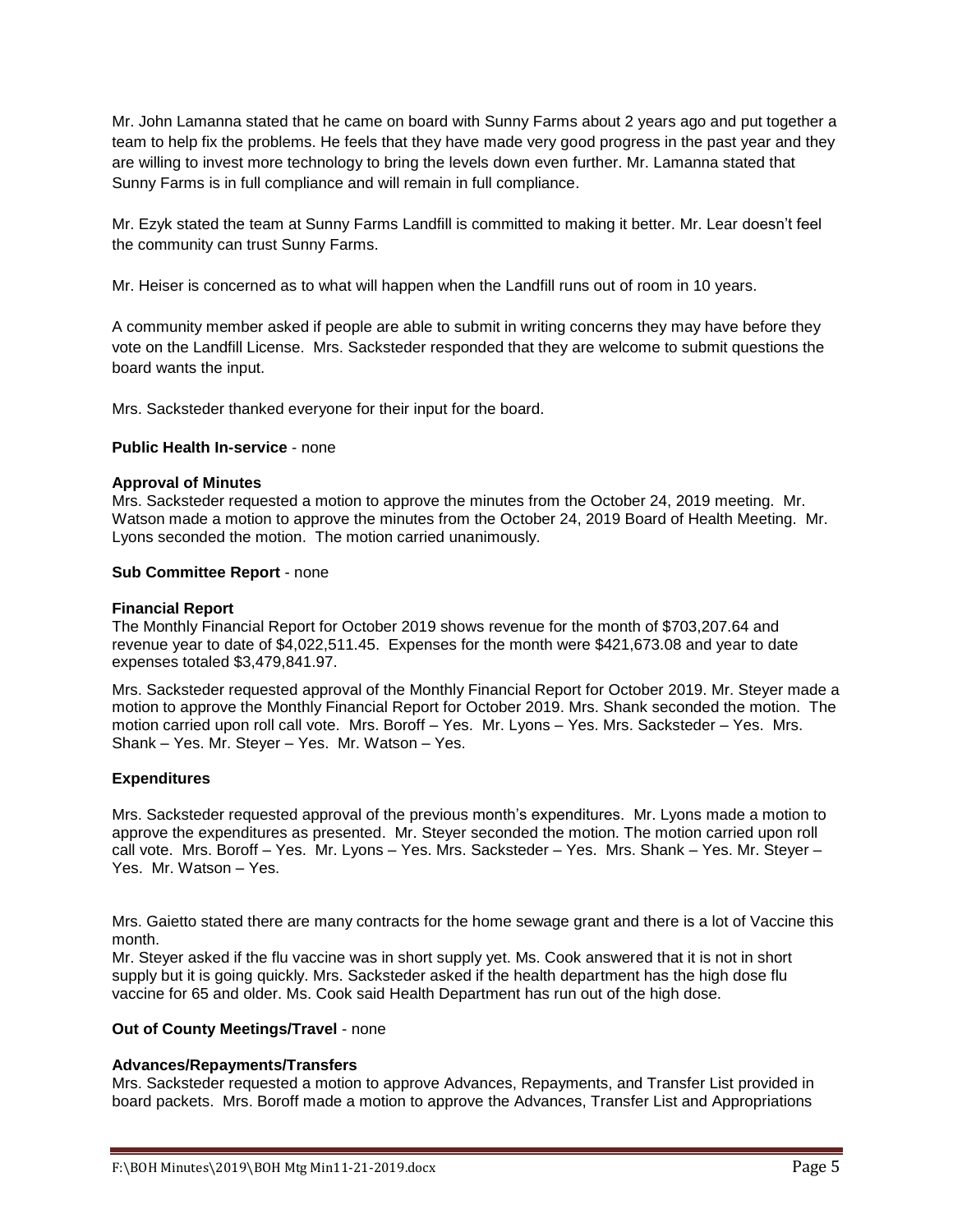Mr. John Lamanna stated that he came on board with Sunny Farms about 2 years ago and put together a team to help fix the problems. He feels that they have made very good progress in the past year and they are willing to invest more technology to bring the levels down even further. Mr. Lamanna stated that Sunny Farms is in full compliance and will remain in full compliance.

Mr. Ezyk stated the team at Sunny Farms Landfill is committed to making it better. Mr. Lear doesn't feel the community can trust Sunny Farms.

Mr. Heiser is concerned as to what will happen when the Landfill runs out of room in 10 years.

A community member asked if people are able to submit in writing concerns they may have before they vote on the Landfill License. Mrs. Sacksteder responded that they are welcome to submit questions the board wants the input.

Mrs. Sacksteder thanked everyone for their input for the board.

**Public Health In-service** - none

**Approval of Minutes**

Mrs. Sacksteder requested a motion to approve the minutes from the October 24, 2019 meeting. Mr. Watson made a motion to approve the minutes from the October 24, 2019 Board of Health Meeting. Mr. Lyons seconded the motion. The motion carried unanimously.

**Sub Committee Report** - none

**Financial Report**

The Monthly Financial Report for October 2019 shows revenue for the month of $703,207.64 and revenue year to date of $4,022,511.45. Expenses for the month were $421,673.08 and year to date expenses totaled $3,479,841.97.

Mrs. Sacksteder requested approval of the Monthly Financial Report for October 2019. Mr. Steyer made a motion to approve the Monthly Financial Report for October 2019. Mrs. Shank seconded the motion. The motion carried upon roll call vote. Mrs. Boroff – Yes. Mr. Lyons – Yes. Mrs. Sacksteder – Yes. Mrs. Shank – Yes. Mr. Steyer – Yes. Mr. Watson – Yes.

**Expenditures**

Mrs. Sacksteder requested approval of the previous month's expenditures. Mr. Lyons made a motion to approve the expenditures as presented. Mr. Steyer seconded the motion. The motion carried upon roll call vote. Mrs. Boroff – Yes. Mr. Lyons – Yes. Mrs. Sacksteder – Yes. Mrs. Shank – Yes. Mr. Steyer – Yes. Mr. Watson – Yes.

Mrs. Gaietto stated there are many contracts for the home sewage grant and there is a lot of Vaccine this month.

Mr. Steyer asked if the flu vaccine was in short supply yet. Ms. Cook answered that it is not in short supply but it is going quickly. Mrs. Sacksteder asked if the health department has the high dose flu vaccine for 65 and older. Ms. Cook said Health Department has run out of the high dose.

**Out of County Meetings/Travel** - none

**Advances/Repayments/Transfers**

Mrs. Sacksteder requested a motion to approve Advances, Repayments, and Transfer List provided in board packets. Mrs. Boroff made a motion to approve the Advances, Transfer List and Appropriations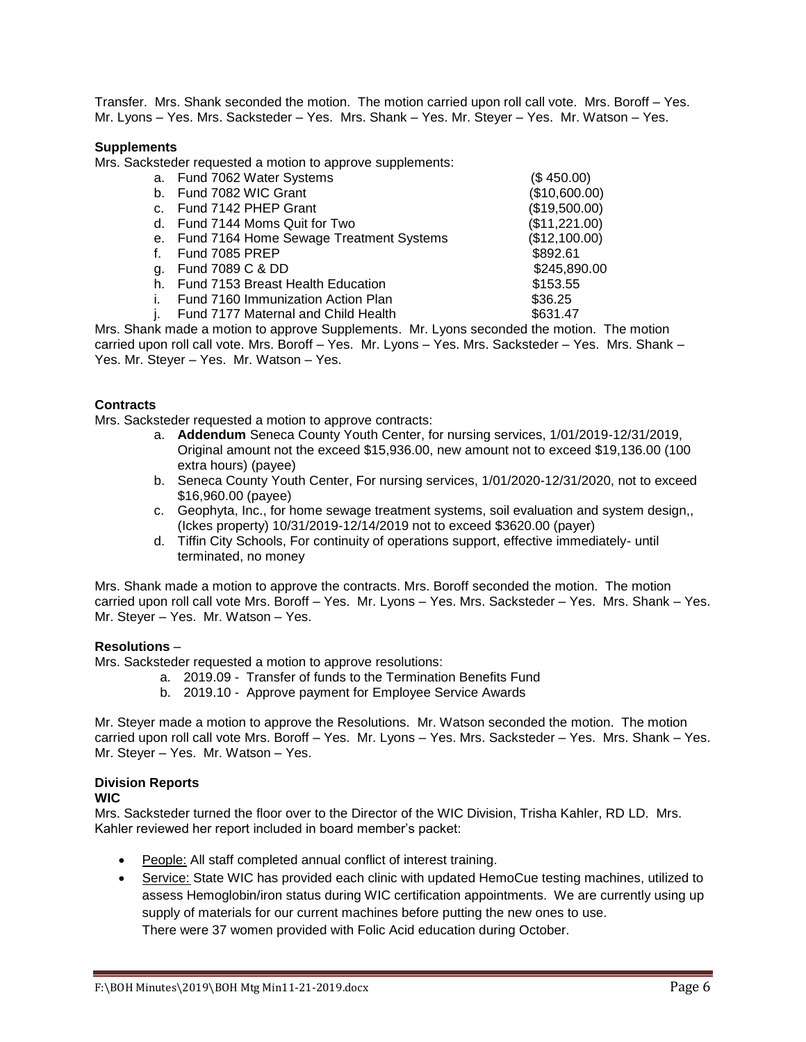Transfer. Mrs. Shank seconded the motion. The motion carried upon roll call vote. Mrs. Boroff – Yes. Mr. Lyons – Yes. Mrs. Sacksteder – Yes. Mrs. Shank – Yes. Mr. Steyer – Yes. Mr. Watson – Yes.

**Supplements**

Mrs. Sacksteder requested a motion to approve supplements:

a. Fund 7062 Water Systems ($ 450.00)
b. Fund 7082 WIC Grant ($10,600.00)
c. Fund 7142 PHEP Grant ($19,500.00)
d. Fund 7144 Moms Quit for Two ($11,221.00)
e. Fund 7164 Home Sewage Treatment Systems ($12,100.00)
f. Fund 7085 PREP $892.61
g. Fund 7089 C & DD $245,890.00
h. Fund 7153 Breast Health Education $153.55
i. Fund 7160 Immunization Action Plan $36.25
j. Fund 7177 Maternal and Child Health $631.47

Mrs. Shank made a motion to approve Supplements. Mr. Lyons seconded the motion. The motion carried upon roll call vote. Mrs. Boroff – Yes. Mr. Lyons – Yes. Mrs. Sacksteder – Yes. Mrs. Shank – Yes. Mr. Steyer – Yes. Mr. Watson – Yes.

**Contracts**

Mrs. Sacksteder requested a motion to approve contracts:

a. **Addendum** Seneca County Youth Center, for nursing services, 1/01/2019-12/31/2019, Original amount not the exceed $15,936.00, new amount not to exceed $19,136.00 (100 extra hours) (payee)
b. Seneca County Youth Center, For nursing services, 1/01/2020-12/31/2020, not to exceed $16,960.00 (payee)
c. Geophyta, Inc., for home sewage treatment systems, soil evaluation and system design,, (Ickes property) 10/31/2019-12/14/2019 not to exceed $3620.00 (payer)
d. Tiffin City Schools, For continuity of operations support, effective immediately- until terminated, no money

Mrs. Shank made a motion to approve the contracts. Mrs. Boroff seconded the motion. The motion carried upon roll call vote Mrs. Boroff – Yes. Mr. Lyons – Yes. Mrs. Sacksteder – Yes. Mrs. Shank – Yes. Mr. Steyer – Yes. Mr. Watson – Yes.

**Resolutions** –

Mrs. Sacksteder requested a motion to approve resolutions:

a. 2019.09 - Transfer of funds to the Termination Benefits Fund
b. 2019.10 - Approve payment for Employee Service Awards

Mr. Steyer made a motion to approve the Resolutions. Mr. Watson seconded the motion. The motion carried upon roll call vote Mrs. Boroff – Yes. Mr. Lyons – Yes. Mrs. Sacksteder – Yes. Mrs. Shank – Yes. Mr. Steyer – Yes. Mr. Watson – Yes.

**Division Reports**

**WIC**

Mrs. Sacksteder turned the floor over to the Director of the WIC Division, Trisha Kahler, RD LD. Mrs. Kahler reviewed her report included in board member's packet:

- People: All staff completed annual conflict of interest training.
- Service: State WIC has provided each clinic with updated HemoCue testing machines, utilized to assess Hemoglobin/iron status during WIC certification appointments. We are currently using up supply of materials for our current machines before putting the new ones to use.
  There were 37 women provided with Folic Acid education during October.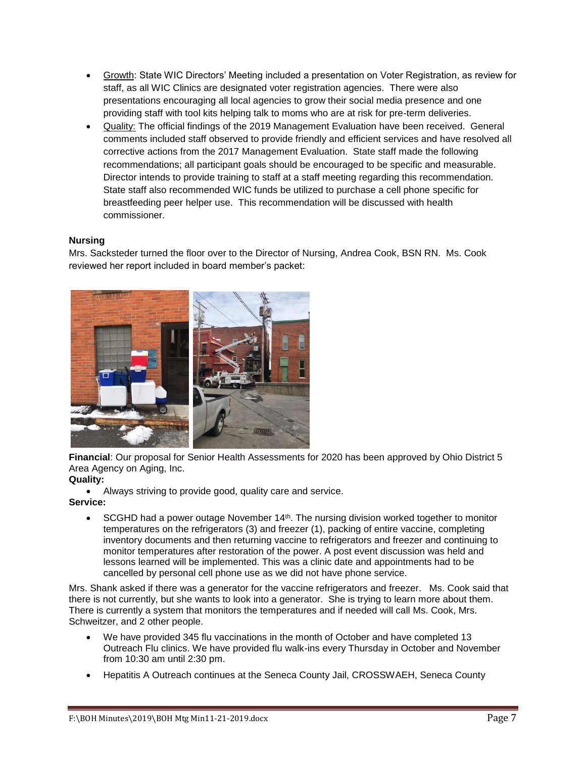- Growth: State WIC Directors' Meeting included a presentation on Voter Registration, as review for staff, as all WIC Clinics are designated voter registration agencies. There were also presentations encouraging all local agencies to grow their social media presence and one providing staff with tool kits helping talk to moms who are at risk for pre-term deliveries.
- Quality: The official findings of the 2019 Management Evaluation have been received. General comments included staff observed to provide friendly and efficient services and have resolved all corrective actions from the 2017 Management Evaluation. State staff made the following recommendations; all participant goals should be encouraged to be specific and measurable. Director intends to provide training to staff at a staff meeting regarding this recommendation. State staff also recommended WIC funds be utilized to purchase a cell phone specific for breastfeeding peer helper use. This recommendation will be discussed with health commissioner.

**Nursing**

Mrs. Sacksteder turned the floor over to the Director of Nursing, Andrea Cook, BSN RN. Ms. Cook reviewed her report included in board member's packet:

**Financial**: Our proposal for Senior Health Assessments for 2020 has been approved by Ohio District 5 Area Agency on Aging, Inc.

**Quality:**

- Always striving to provide good, quality care and service.

**Service:**

- SCGHD had a power outage November 14th. The nursing division worked together to monitor temperatures on the refrigerators (3) and freezer (1), packing of entire vaccine, completing inventory documents and then returning vaccine to refrigerators and freezer and continuing to monitor temperatures after restoration of the power. A post event discussion was held and lessons learned will be implemented. This was a clinic date and appointments had to be cancelled by personal cell phone use as we did not have phone service.

Mrs. Shank asked if there was a generator for the vaccine refrigerators and freezer. Ms. Cook said that there is not currently, but she wants to look into a generator. She is trying to learn more about them. There is currently a system that monitors the temperatures and if needed will call Ms. Cook, Mrs. Schweitzer, and 2 other people.

- We have provided 345 flu vaccinations in the month of October and have completed 13 Outreach Flu clinics. We have provided flu walk-ins every Thursday in October and November from 10:30 am until 2:30 pm.
- Hepatitis A Outreach continues at the Seneca County Jail, CROSSWAEH, Seneca County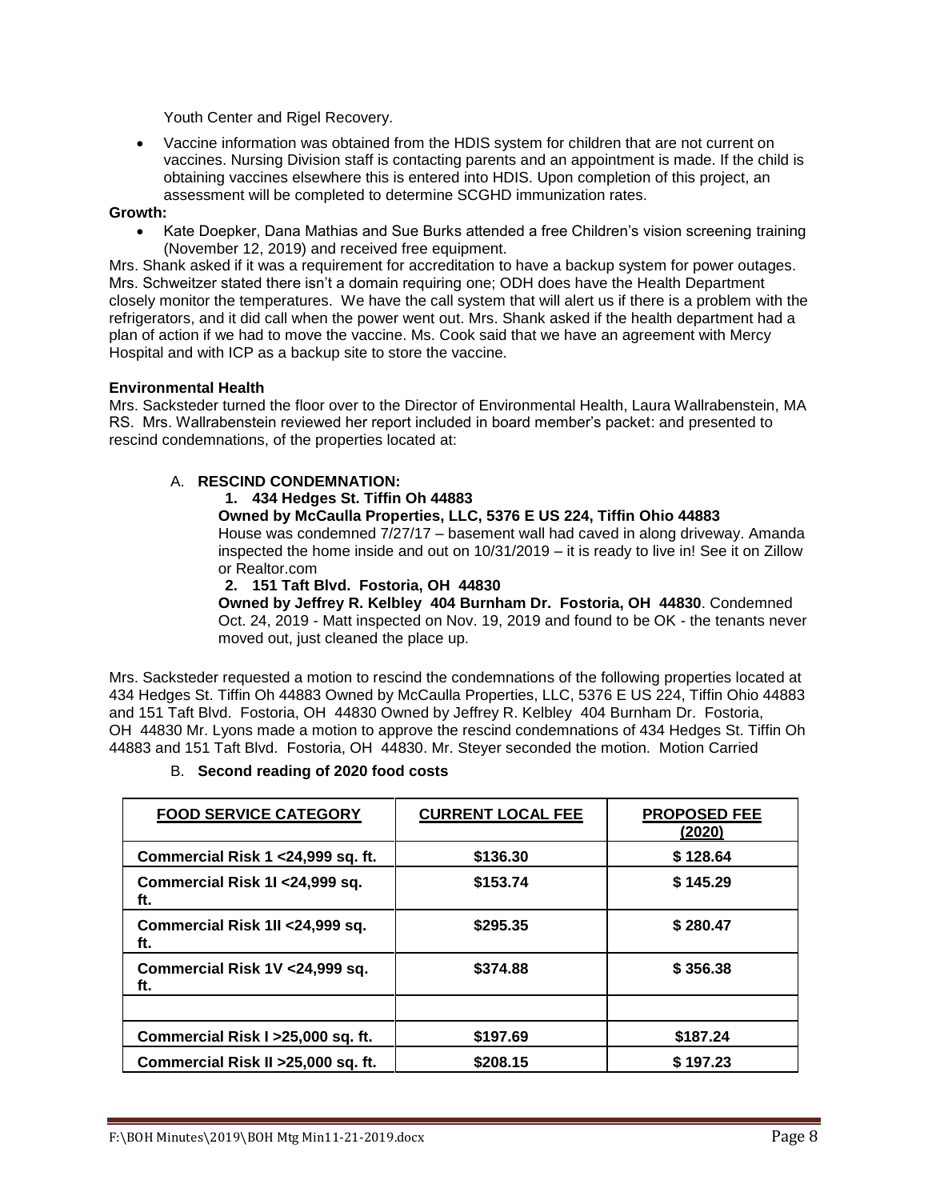Youth Center and Rigel Recovery.

- Vaccine information was obtained from the HDIS system for children that are not current on vaccines. Nursing Division staff is contacting parents and an appointment is made. If the child is obtaining vaccines elsewhere this is entered into HDIS. Upon completion of this project, an assessment will be completed to determine SCGHD immunization rates.

**Growth:**

- Kate Doepker, Dana Mathias and Sue Burks attended a free Children's vision screening training (November 12, 2019) and received free equipment.

Mrs. Shank asked if it was a requirement for accreditation to have a backup system for power outages. Mrs. Schweitzer stated there isn't a domain requiring one; ODH does have the Health Department closely monitor the temperatures. We have the call system that will alert us if there is a problem with the refrigerators, and it did call when the power went out. Mrs. Shank asked if the health department had a plan of action if we had to move the vaccine. Ms. Cook said that we have an agreement with Mercy Hospital and with ICP as a backup site to store the vaccine.

**Environmental Health**

Mrs. Sacksteder turned the floor over to the Director of Environmental Health, Laura Wallrabenstein, MA RS. Mrs. Wallrabenstein reviewed her report included in board member's packet: and presented to rescind condemnations, of the properties located at:

A. **RESCIND CONDEMNATION:**

1. **434 Hedges St. Tiffin Oh 44883**
   **Owned by McCaulla Properties, LLC, 5376 E US 224, Tiffin Ohio 44883**
   House was condemned 7/27/17 – basement wall had caved in along driveway. Amanda inspected the home inside and out on 10/31/2019 – it is ready to live in! See it on Zillow or Realtor.com
2. **151 Taft Blvd. Fostoria, OH 44830**
   **Owned by Jeffrey R. Kelbley 404 Burnham Dr. Fostoria, OH 44830**. Condemned Oct. 24, 2019 - Matt inspected on Nov. 19, 2019 and found to be OK - the tenants never moved out, just cleaned the place up.

Mrs. Sacksteder requested a motion to rescind the condemnations of the following properties located at 434 Hedges St. Tiffin Oh 44883 Owned by McCaulla Properties, LLC, 5376 E US 224, Tiffin Ohio 44883 and 151 Taft Blvd. Fostoria, OH 44830 Owned by Jeffrey R. Kelbley 404 Burnham Dr. Fostoria, OH 44830 Mr. Lyons made a motion to approve the rescind condemnations of 434 Hedges St. Tiffin Oh 44883 and 151 Taft Blvd. Fostoria, OH 44830. Mr. Steyer seconded the motion. Motion Carried

B. **Second reading of 2020 food costs**

| FOOD SERVICE CATEGORY | CURRENT LOCAL FEE | PROPOSED FEE (2020) |
|---|---|---|
| **Commercial Risk 1 <24,999 sq. ft.** | **$136.30** | **$ 128.64** |
| **Commercial Risk 1I <24,999 sq. ft.** | **$153.74** | **$ 145.29** |
| **Commercial Risk 1II <24,999 sq. ft.** | **$295.35** | **$ 280.47** |
| **Commercial Risk 1V <24,999 sq. ft.** | **$374.88** | **$ 356.38** |
| | | |
| **Commercial Risk I >25,000 sq. ft.** | **$197.69** | **$187.24** |
| **Commercial Risk II >25,000 sq. ft.** | **$208.15** | **$ 197.23** |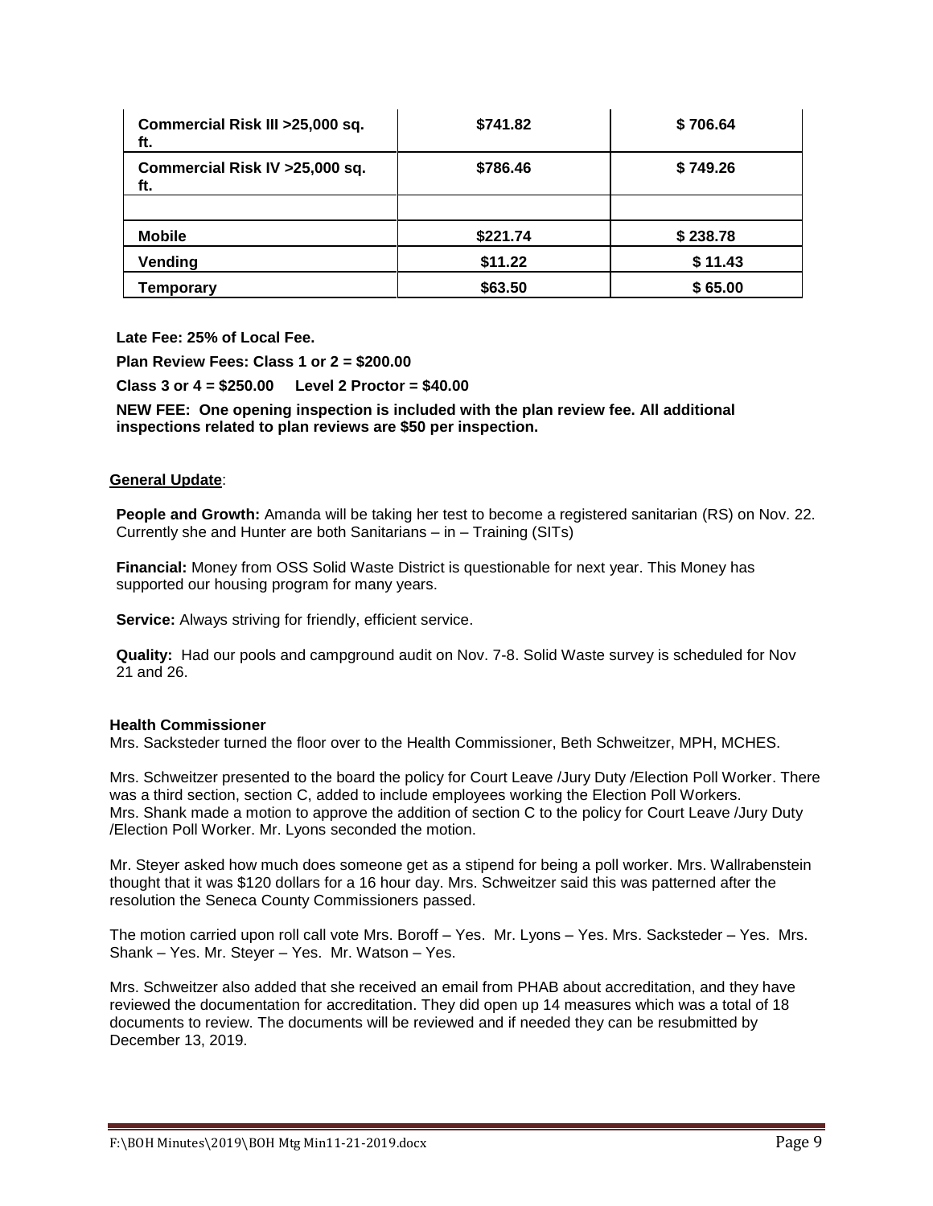| Commercial Risk III >25,000 sq. ft. | $741.82 | $ 706.64 |
|---|---|---|
| Commercial Risk IV >25,000 sq. ft. | $786.46 | $ 749.26 |
| | | |
| Mobile | $221.74 | $ 238.78 |
| Vending | $11.22 | $ 11.43 |
| Temporary | $63.50 | $ 65.00 |

**Late Fee: 25% of Local Fee.**

**Plan Review Fees: Class 1 or 2 = $200.00**

**Class 3 or 4 = $250.00 Level 2 Proctor = $40.00**

**NEW FEE: One opening inspection is included with the plan review fee. All additional inspections related to plan reviews are $50 per inspection.**

**General Update**:

**People and Growth:** Amanda will be taking her test to become a registered sanitarian (RS) on Nov. 22. Currently she and Hunter are both Sanitarians – in – Training (SITs)

**Financial:** Money from OSS Solid Waste District is questionable for next year. This Money has supported our housing program for many years.

**Service:** Always striving for friendly, efficient service.

**Quality:** Had our pools and campground audit on Nov. 7-8. Solid Waste survey is scheduled for Nov 21 and 26.

**Health Commissioner**

Mrs. Sacksteder turned the floor over to the Health Commissioner, Beth Schweitzer, MPH, MCHES.

Mrs. Schweitzer presented to the board the policy for Court Leave /Jury Duty /Election Poll Worker. There was a third section, section C, added to include employees working the Election Poll Workers. Mrs. Shank made a motion to approve the addition of section C to the policy for Court Leave /Jury Duty /Election Poll Worker. Mr. Lyons seconded the motion.

Mr. Steyer asked how much does someone get as a stipend for being a poll worker. Mrs. Wallrabenstein thought that it was $120 dollars for a 16 hour day. Mrs. Schweitzer said this was patterned after the resolution the Seneca County Commissioners passed.

The motion carried upon roll call vote Mrs. Boroff – Yes. Mr. Lyons – Yes. Mrs. Sacksteder – Yes. Mrs. Shank – Yes. Mr. Steyer – Yes. Mr. Watson – Yes.

Mrs. Schweitzer also added that she received an email from PHAB about accreditation, and they have reviewed the documentation for accreditation. They did open up 14 measures which was a total of 18 documents to review. The documents will be reviewed and if needed they can be resubmitted by December 13, 2019.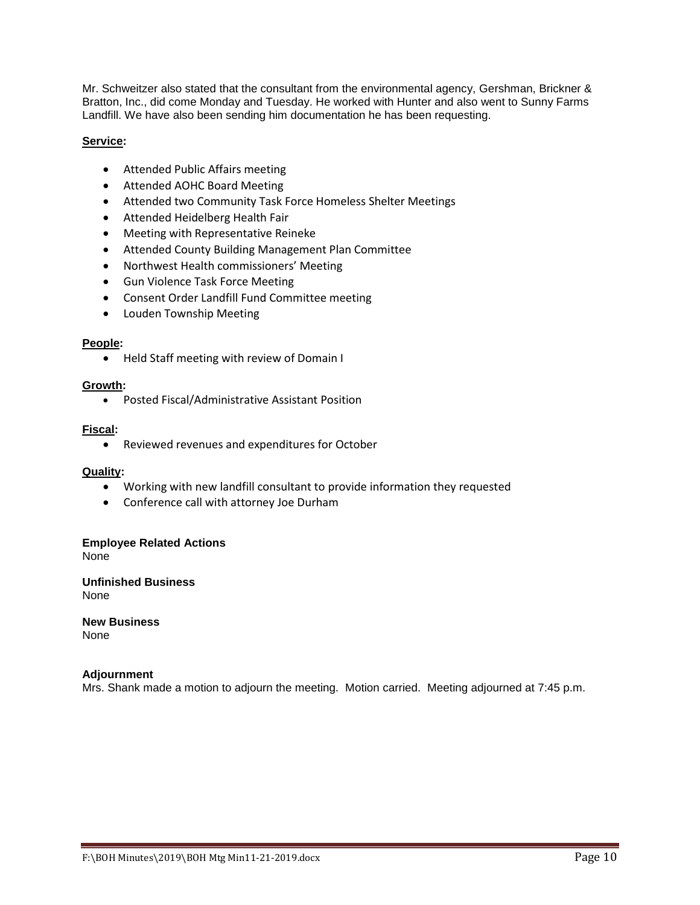Mr. Schweitzer also stated that the consultant from the environmental agency, Gershman, Brickner & Bratton, Inc., did come Monday and Tuesday. He worked with Hunter and also went to Sunny Farms Landfill. We have also been sending him documentation he has been requesting.

**Service:**

- Attended Public Affairs meeting
- Attended AOHC Board Meeting
- Attended two Community Task Force Homeless Shelter Meetings
- Attended Heidelberg Health Fair
- Meeting with Representative Reineke
- Attended County Building Management Plan Committee
- Northwest Health commissioners' Meeting
- Gun Violence Task Force Meeting
- Consent Order Landfill Fund Committee meeting
- Louden Township Meeting

**People:**

- Held Staff meeting with review of Domain I

**Growth:**

- Posted Fiscal/Administrative Assistant Position

**Fiscal:**

- Reviewed revenues and expenditures for October

**Quality:**

- Working with new landfill consultant to provide information they requested
- Conference call with attorney Joe Durham

**Employee Related Actions**

None

**Unfinished Business**

None

**New Business**

None

**Adjournment**

Mrs. Shank made a motion to adjourn the meeting. Motion carried. Meeting adjourned at 7:45 p.m.